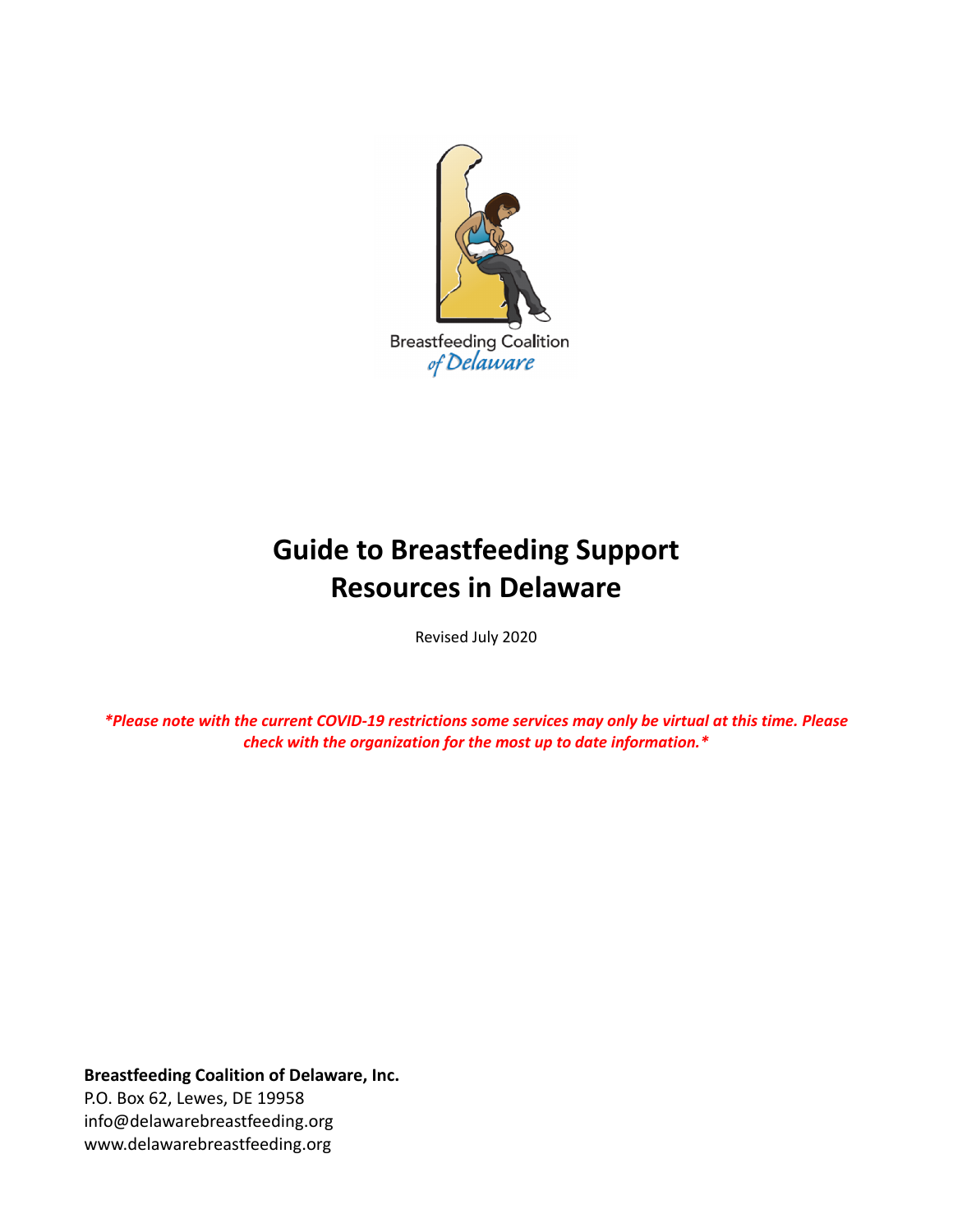Breastfeeding Coalition of Delaware

# Guide to Breastfeeding Support Resources in Delaware

Revised July 2020

***Please note with the current COVID-19 restrictions some services may only be virtual at this time. Please check with the organization for the most up to date information.***

**Breastfeeding Coalition of Delaware, Inc.**
P.O. Box 62, Lewes, DE 19958
info@delawarebreastfeeding.org
www.delawarebreastfeeding.org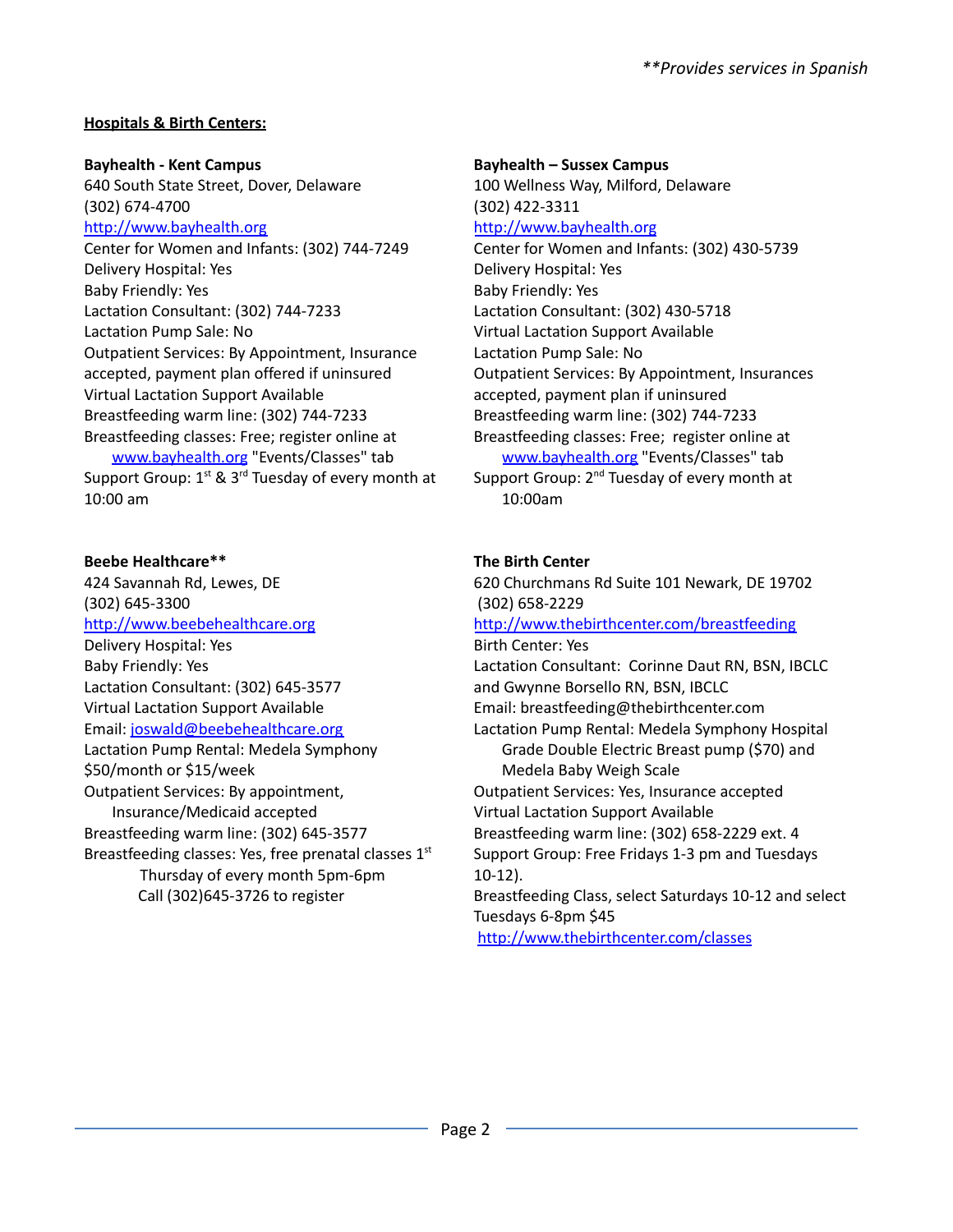*\*\*Provides services in Spanish*

**Hospitals & Birth Centers:**

**Bayhealth - Kent Campus**
640 South State Street, Dover, Delaware
(302) 674-4700
http://www.bayhealth.org
Center for Women and Infants: (302) 744-7249
Delivery Hospital: Yes
Baby Friendly: Yes
Lactation Consultant: (302) 744-7233
Lactation Pump Sale: No
Outpatient Services: By Appointment, Insurance accepted, payment plan offered if uninsured
Virtual Lactation Support Available
Breastfeeding warm line: (302) 744-7233
Breastfeeding classes: Free; register online at www.bayhealth.org "Events/Classes" tab
Support Group: 1st & 3rd Tuesday of every month at 10:00 am

**Bayhealth – Sussex Campus**
100 Wellness Way, Milford, Delaware
(302) 422-3311
http://www.bayhealth.org
Center for Women and Infants: (302) 430-5739
Delivery Hospital: Yes
Baby Friendly: Yes
Lactation Consultant: (302) 430-5718
Virtual Lactation Support Available
Lactation Pump Sale: No
Outpatient Services: By Appointment, Insurances accepted, payment plan if uninsured
Breastfeeding warm line: (302) 744-7233
Breastfeeding classes: Free; register online at www.bayhealth.org "Events/Classes" tab
Support Group: 2nd Tuesday of every month at 10:00am

**Beebe Healthcare\*\***
424 Savannah Rd, Lewes, DE
(302) 645-3300
http://www.beebehealthcare.org
Delivery Hospital: Yes
Baby Friendly: Yes
Lactation Consultant: (302) 645-3577
Virtual Lactation Support Available
Email: joswald@beebehealthcare.org
Lactation Pump Rental: Medela Symphony $50/month or $15/week
Outpatient Services: By appointment, Insurance/Medicaid accepted
Breastfeeding warm line: (302) 645-3577
Breastfeeding classes: Yes, free prenatal classes 1st Thursday of every month 5pm-6pm
Call (302)645-3726 to register

**The Birth Center**
620 Churchmans Rd Suite 101 Newark, DE 19702
(302) 658-2229
http://www.thebirthcenter.com/breastfeeding
Birth Center: Yes
Lactation Consultant: Corinne Daut RN, BSN, IBCLC and Gwynne Borsello RN, BSN, IBCLC
Email: breastfeeding@thebirthcenter.com
Lactation Pump Rental: Medela Symphony Hospital Grade Double Electric Breast pump ($70) and Medela Baby Weigh Scale
Outpatient Services: Yes, Insurance accepted
Virtual Lactation Support Available
Breastfeeding warm line: (302) 658-2229 ext. 4
Support Group: Free Fridays 1-3 pm and Tuesdays 10-12).
Breastfeeding Class, select Saturdays 10-12 and select Tuesdays 6-8pm $45
http://www.thebirthcenter.com/classes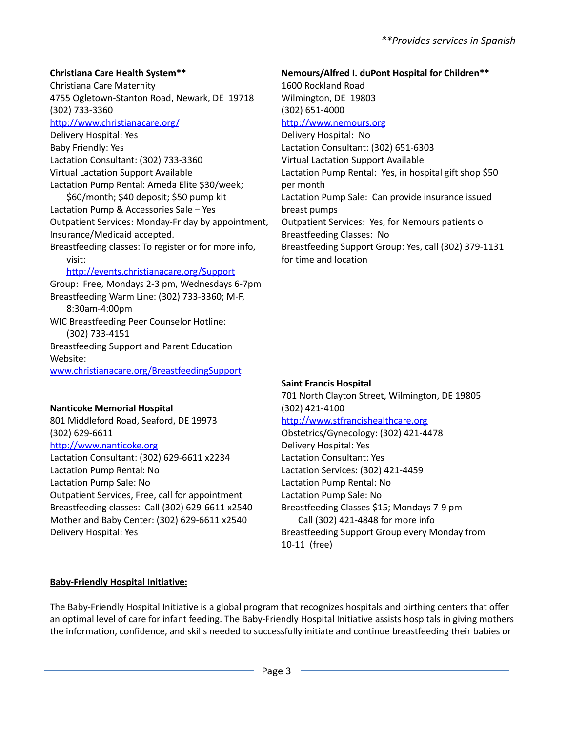*\*\*Provides services in Spanish*

**Christiana Care Health System****
Christiana Care Maternity
4755 Ogletown-Stanton Road, Newark, DE 19718
(302) 733-3360
http://www.christianacare.org/
Delivery Hospital: Yes
Baby Friendly: Yes
Lactation Consultant: (302) 733-3360
Virtual Lactation Support Available
Lactation Pump Rental: Ameda Elite $30/week; $60/month; $40 deposit; $50 pump kit
Lactation Pump & Accessories Sale – Yes
Outpatient Services: Monday-Friday by appointment, Insurance/Medicaid accepted.
Breastfeeding classes: To register or for more info, visit: http://events.christianacare.org/Support
Group: Free, Mondays 2-3 pm, Wednesdays 6-7pm
Breastfeeding Warm Line: (302) 733-3360; M-F, 8:30am-4:00pm
WIC Breastfeeding Peer Counselor Hotline: (302) 733-4151
Breastfeeding Support and Parent Education Website: www.christianacare.org/BreastfeedingSupport

**Nanticoke Memorial Hospital**
801 Middleford Road, Seaford, DE 19973
(302) 629-6611
http://www.nanticoke.org
Lactation Consultant: (302) 629-6611 x2234
Lactation Pump Rental: No
Lactation Pump Sale: No
Outpatient Services, Free, call for appointment
Breastfeeding classes: Call (302) 629-6611 x2540
Mother and Baby Center: (302) 629-6611 x2540
Delivery Hospital: Yes

**Nemours/Alfred I. duPont Hospital for Children****
1600 Rockland Road
Wilmington, DE 19803
(302) 651-4000
http://www.nemours.org
Delivery Hospital: No
Lactation Consultant: (302) 651-6303
Virtual Lactation Support Available
Lactation Pump Rental: Yes, in hospital gift shop $50 per month
Lactation Pump Sale: Can provide insurance issued breast pumps
Outpatient Services: Yes, for Nemours patients o
Breastfeeding Classes: No
Breastfeeding Support Group: Yes, call (302) 379-1131 for time and location

**Saint Francis Hospital**
701 North Clayton Street, Wilmington, DE 19805
(302) 421-4100
http://www.stfrancishealthcare.org
Obstetrics/Gynecology: (302) 421-4478
Delivery Hospital: Yes
Lactation Consultant: Yes
Lactation Services: (302) 421-4459
Lactation Pump Rental: No
Lactation Pump Sale: No
Breastfeeding Classes $15; Mondays 7-9 pm
Call (302) 421-4848 for more info
Breastfeeding Support Group every Monday from 10-11 (free)

**Baby-Friendly Hospital Initiative:**

The Baby-Friendly Hospital Initiative is a global program that recognizes hospitals and birthing centers that offer an optimal level of care for infant feeding. The Baby-Friendly Hospital Initiative assists hospitals in giving mothers the information, confidence, and skills needed to successfully initiate and continue breastfeeding their babies or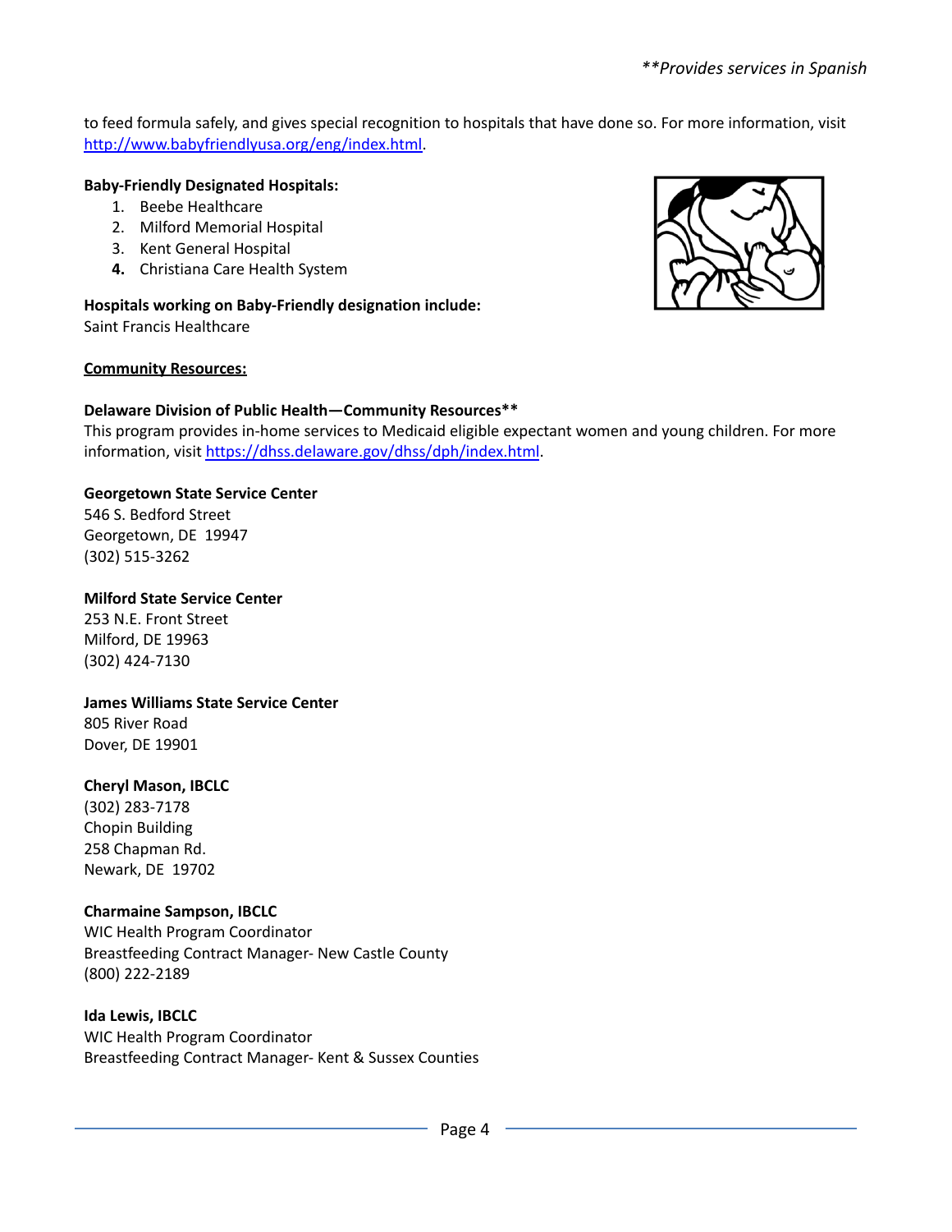to feed formula safely, and gives special recognition to hospitals that have done so. For more information, visit http://www.babyfriendlyusa.org/eng/index.html.

**Baby-Friendly Designated Hospitals:**

1. Beebe Healthcare
2. Milford Memorial Hospital
3. Kent General Hospital
4. Christiana Care Health System

**Hospitals working on Baby-Friendly designation include:**
Saint Francis Healthcare

**Community Resources:**

**Delaware Division of Public Health—Community Resources****
This program provides in-home services to Medicaid eligible expectant women and young children. For more information, visit https://dhss.delaware.gov/dhss/dph/index.html.

**Georgetown State Service Center**
546 S. Bedford Street
Georgetown, DE 19947
(302) 515-3262

**Milford State Service Center**
253 N.E. Front Street
Milford, DE 19963
(302) 424-7130

**James Williams State Service Center**
805 River Road
Dover, DE 19901

**Cheryl Mason, IBCLC**
(302) 283-7178
Chopin Building
258 Chapman Rd.
Newark, DE 19702

**Charmaine Sampson, IBCLC**
WIC Health Program Coordinator
Breastfeeding Contract Manager- New Castle County
(800) 222-2189

**Ida Lewis, IBCLC**
WIC Health Program Coordinator
Breastfeeding Contract Manager- Kent & Sussex Counties

*\*\*Provides services in Spanish*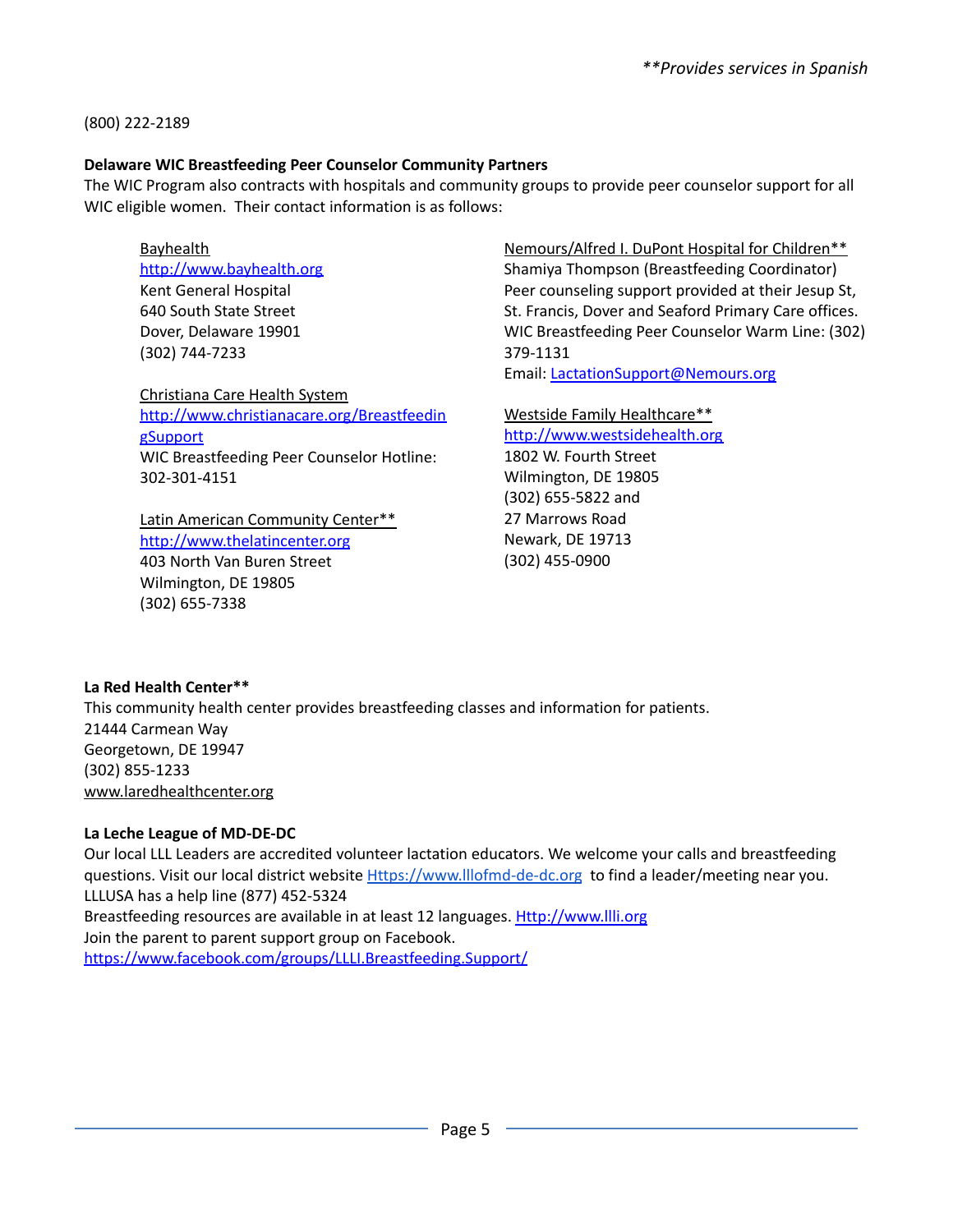*\*\*Provides services in Spanish*

(800) 222-2189

**Delaware WIC Breastfeeding Peer Counselor Community Partners**

The WIC Program also contracts with hospitals and community groups to provide peer counselor support for all WIC eligible women. Their contact information is as follows:

Bayhealth
http://www.bayhealth.org
Kent General Hospital
640 South State Street
Dover, Delaware 19901
(302) 744-7233

Christiana Care Health System
http://www.christianacare.org/BreastfeedingSupport
WIC Breastfeeding Peer Counselor Hotline:
302-301-4151

Latin American Community Center**
http://www.thelatincenter.org
403 North Van Buren Street
Wilmington, DE 19805
(302) 655-7338

Nemours/Alfred I. DuPont Hospital for Children**
Shamiya Thompson (Breastfeeding Coordinator)
Peer counseling support provided at their Jesup St, St. Francis, Dover and Seaford Primary Care offices.
WIC Breastfeeding Peer Counselor Warm Line: (302) 379-1131
Email: LactationSupport@Nemours.org

Westside Family Healthcare**
http://www.westsidehealth.org
1802 W. Fourth Street
Wilmington, DE 19805
(302) 655-5822 and
27 Marrows Road
Newark, DE 19713
(302) 455-0900

**La Red Health Center\*\***

This community health center provides breastfeeding classes and information for patients.
21444 Carmean Way
Georgetown, DE 19947
(302) 855-1233
www.laredhealthcenter.org

**La Leche League of MD-DE-DC**

Our local LLL Leaders are accredited volunteer lactation educators. We welcome your calls and breastfeeding questions. Visit our local district website Https://www.lllofmd-de-dc.org to find a leader/meeting near you.
LLLUSA has a help line (877) 452-5324
Breastfeeding resources are available in at least 12 languages. Http://www.llli.org
Join the parent to parent support group on Facebook.
https://www.facebook.com/groups/LLLI.Breastfeeding.Support/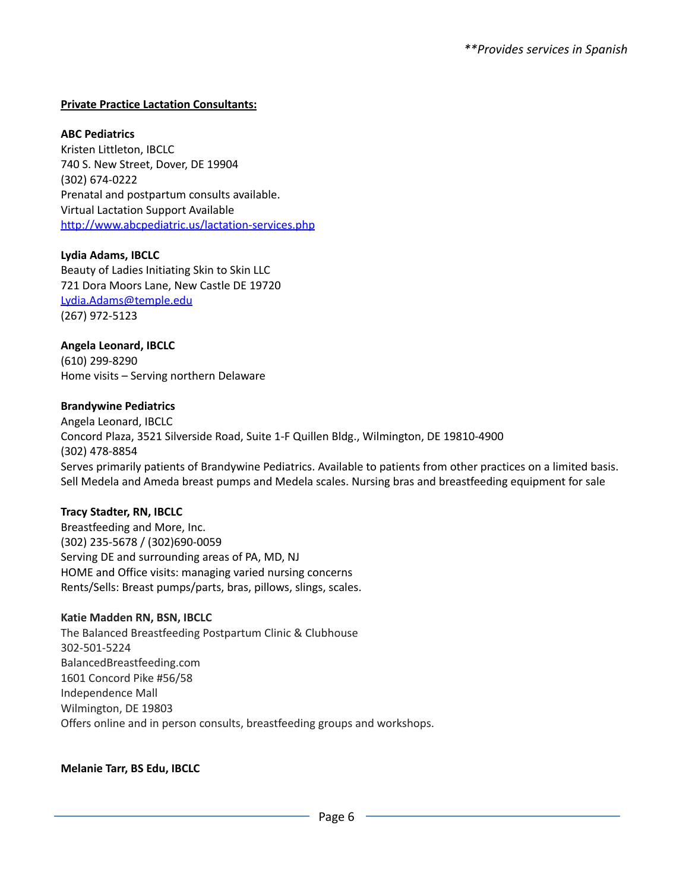*\*\*Provides services in Spanish*

**Private Practice Lactation Consultants:**

**ABC Pediatrics**
Kristen Littleton, IBCLC
740 S. New Street, Dover, DE 19904
(302) 674-0222
Prenatal and postpartum consults available.
Virtual Lactation Support Available
[http://www.abcpediatric.us/lactation-services.php](http://www.abcpediatric.us/lactation-services.php)

**Lydia Adams, IBCLC**
Beauty of Ladies Initiating Skin to Skin LLC
721 Dora Moors Lane, New Castle DE 19720
[Lydia.Adams@temple.edu](mailto:Lydia.Adams@temple.edu)
(267) 972-5123

**Angela Leonard, IBCLC**
(610) 299-8290
Home visits – Serving northern Delaware

**Brandywine Pediatrics**
Angela Leonard, IBCLC
Concord Plaza, 3521 Silverside Road, Suite 1-F Quillen Bldg., Wilmington, DE 19810-4900
(302) 478-8854
Serves primarily patients of Brandywine Pediatrics. Available to patients from other practices on a limited basis.
Sell Medela and Ameda breast pumps and Medela scales. Nursing bras and breastfeeding equipment for sale

**Tracy Stadter, RN, IBCLC**
Breastfeeding and More, Inc.
(302) 235-5678 / (302)690-0059
Serving DE and surrounding areas of PA, MD, NJ
HOME and Office visits: managing varied nursing concerns
Rents/Sells: Breast pumps/parts, bras, pillows, slings, scales.

**Katie Madden RN, BSN, IBCLC**
The Balanced Breastfeeding Postpartum Clinic & Clubhouse
302-501-5224
BalancedBreastfeeding.com
1601 Concord Pike #56/58
Independence Mall
Wilmington, DE 19803
Offers online and in person consults, breastfeeding groups and workshops.

**Melanie Tarr, BS Edu, IBCLC**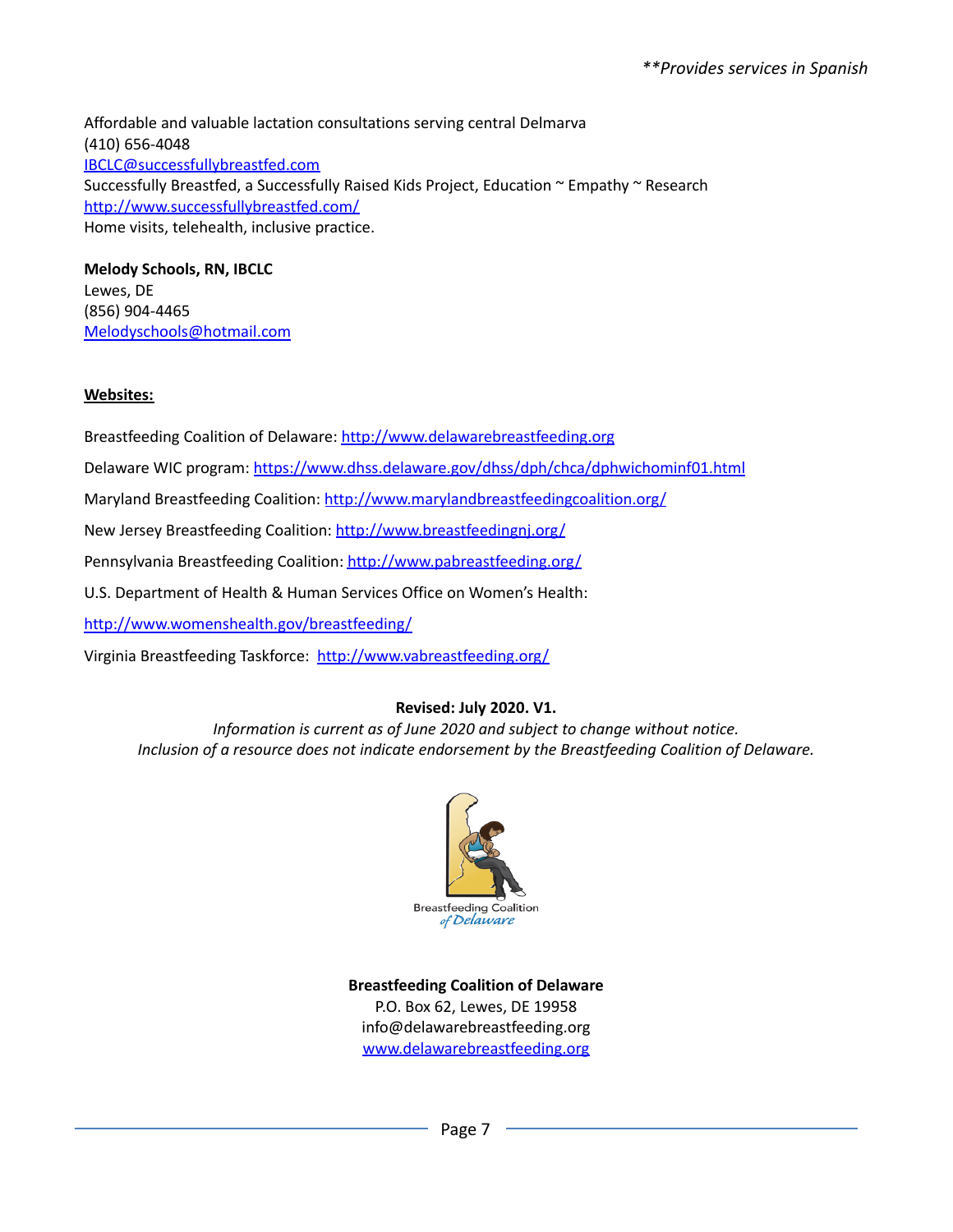*\*\*Provides services in Spanish*

Affordable and valuable lactation consultations serving central Delmarva
(410) 656-4048
IBCLC@successfullybreastfed.com
Successfully Breastfed, a Successfully Raised Kids Project, Education ~ Empathy ~ Research
http://www.successfullybreastfed.com/
Home visits, telehealth, inclusive practice.

**Melody Schools, RN, IBCLC**
Lewes, DE
(856) 904-4465
Melodyschools@hotmail.com

**Websites:**

Breastfeeding Coalition of Delaware: http://www.delawarebreastfeeding.org

Delaware WIC program: https://www.dhss.delaware.gov/dhss/dph/chca/dphwichominf01.html

Maryland Breastfeeding Coalition: http://www.marylandbreastfeedingcoalition.org/

New Jersey Breastfeeding Coalition: http://www.breastfeedingnj.org/

Pennsylvania Breastfeeding Coalition: http://www.pabreastfeeding.org/

U.S. Department of Health & Human Services Office on Women's Health:

http://www.womenshealth.gov/breastfeeding/

Virginia Breastfeeding Taskforce: http://www.vabreastfeeding.org/

**Revised: July 2020. V1.**

*Information is current as of June 2020 and subject to change without notice.*
*Inclusion of a resource does not indicate endorsement by the Breastfeeding Coalition of Delaware.*

Breastfeeding Coalition of Delaware

**Breastfeeding Coalition of Delaware**
P.O. Box 62, Lewes, DE 19958
info@delawarebreastfeeding.org
www.delawarebreastfeeding.org